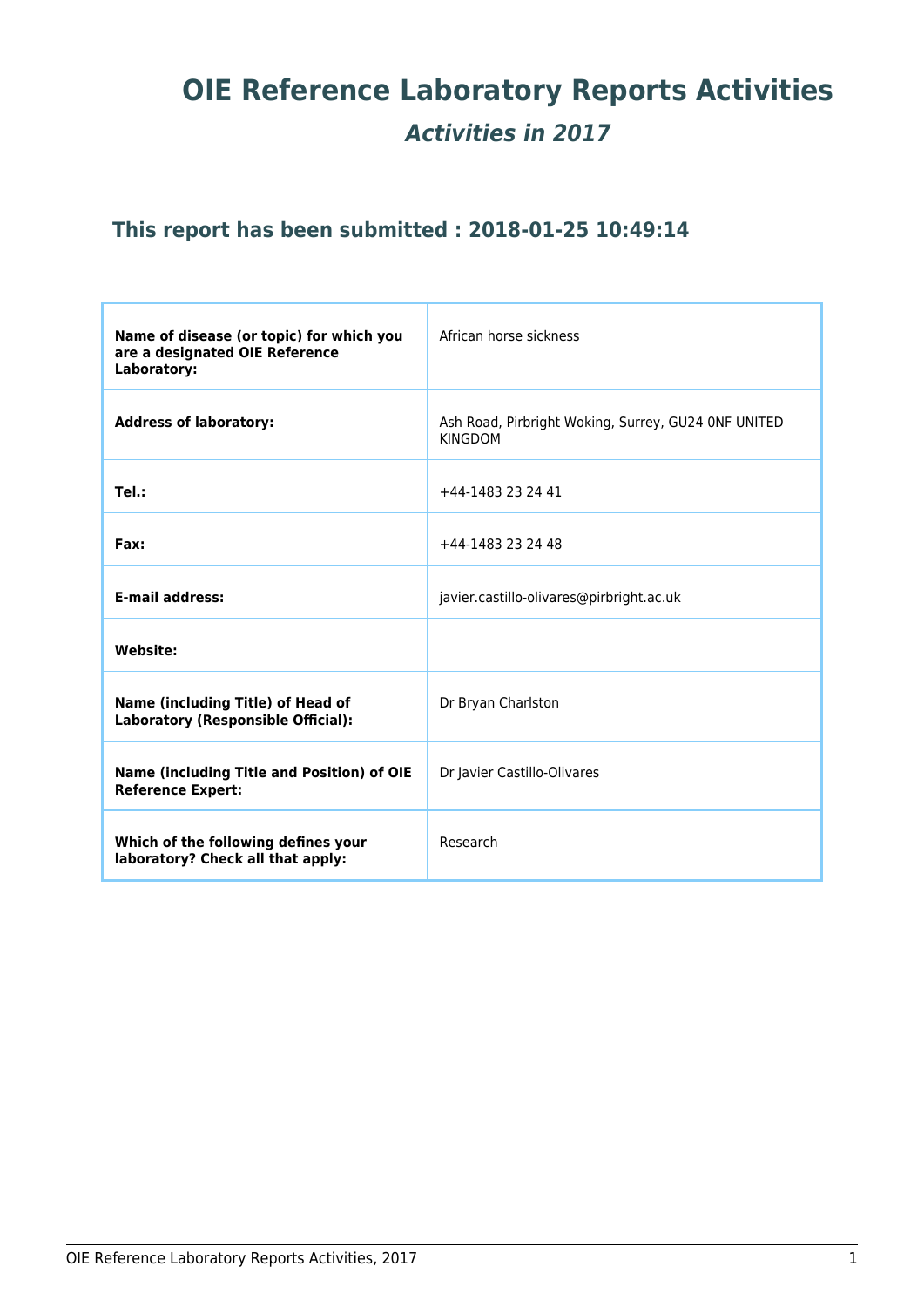# OIE Reference Laboratory Reports Activities

## *Activities in 2017*

### This report has been submitted : 2018-01-25 10:49:14

| | |
|---|---|
| **Name of disease (or topic) for which you are a designated OIE Reference Laboratory:** | African horse sickness |
| **Address of laboratory:** | Ash Road, Pirbright Woking, Surrey, GU24 0NF UNITED KINGDOM |
| **Tel.:** | +44-1483 23 24 41 |
| **Fax:** | +44-1483 23 24 48 |
| **E-mail address:** | javier.castillo-olivares@pirbright.ac.uk |
| **Website:** | |
| **Name (including Title) of Head of Laboratory (Responsible Official):** | Dr Bryan Charlston |
| **Name (including Title and Position) of OIE Reference Expert:** | Dr Javier Castillo-Olivares |
| **Which of the following defines your laboratory? Check all that apply:** | Research |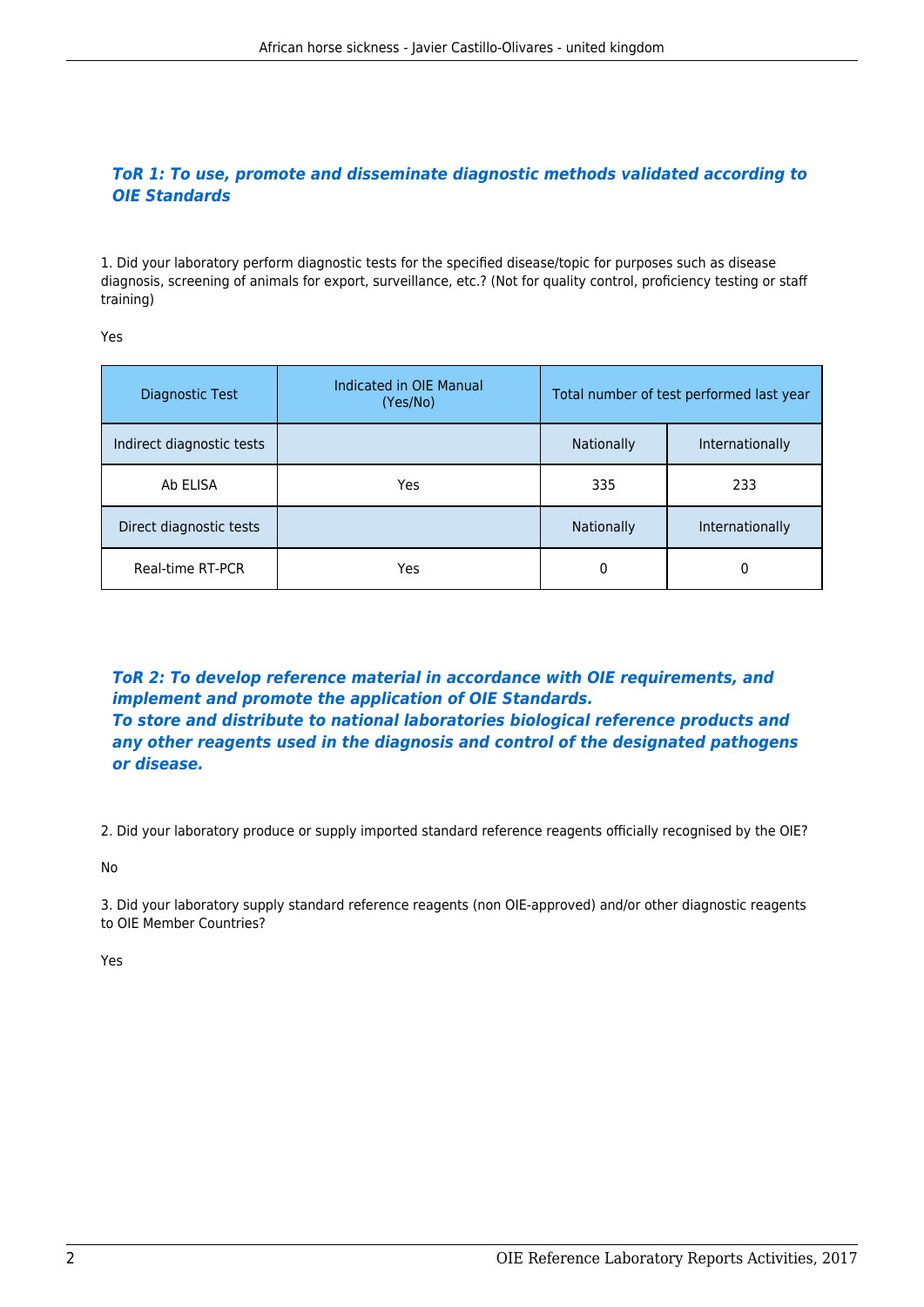### *ToR 1: To use, promote and disseminate diagnostic methods validated according to OIE Standards*

1. Did your laboratory perform diagnostic tests for the specified disease/topic for purposes such as disease diagnosis, screening of animals for export, surveillance, etc.? (Not for quality control, proficiency testing or staff training)

Yes

| Diagnostic Test | Indicated in OIE Manual (Yes/No) | Total number of test performed last year | |
|---|---|---|---|
| Indirect diagnostic tests | | Nationally | Internationally |
| Ab ELISA | Yes | 335 | 233 |
| Direct diagnostic tests | | Nationally | Internationally |
| Real-time RT-PCR | Yes | 0 | 0 |

### *ToR 2: To develop reference material in accordance with OIE requirements, and implement and promote the application of OIE Standards.*
### *To store and distribute to national laboratories biological reference products and any other reagents used in the diagnosis and control of the designated pathogens or disease.*

2. Did your laboratory produce or supply imported standard reference reagents officially recognised by the OIE?

No

3. Did your laboratory supply standard reference reagents (non OIE-approved) and/or other diagnostic reagents to OIE Member Countries?

Yes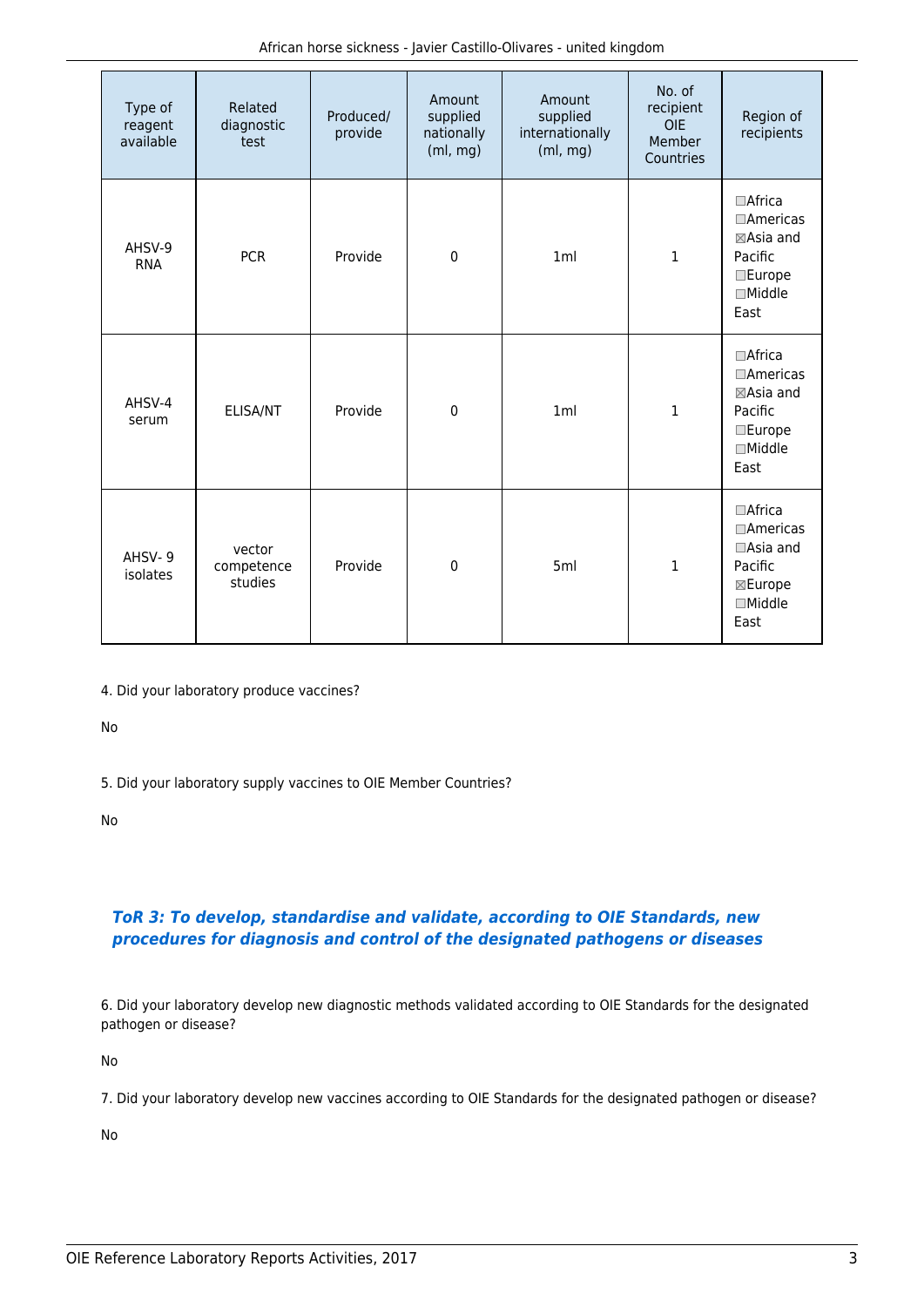| Type of reagent available | Related diagnostic test | Produced/ provide | Amount supplied nationally (ml, mg) | Amount supplied internationally (ml, mg) | No. of recipient OIE Member Countries | Region of recipients |
|---|---|---|---|---|---|---|
| AHSV-9 RNA | PCR | Provide | 0 | 1ml | 1 | ☐Africa ☐Americas ☒Asia and Pacific ☐Europe ☐Middle East |
| AHSV-4 serum | ELISA/NT | Provide | 0 | 1ml | 1 | ☐Africa ☐Americas ☒Asia and Pacific ☐Europe ☐Middle East |
| AHSV- 9 isolates | vector competence studies | Provide | 0 | 5ml | 1 | ☐Africa ☐Americas ☐Asia and Pacific ☒Europe ☐Middle East |

4. Did your laboratory produce vaccines?

No

5. Did your laboratory supply vaccines to OIE Member Countries?

No

### *ToR 3: To develop, standardise and validate, according to OIE Standards, new procedures for diagnosis and control of the designated pathogens or diseases*

6. Did your laboratory develop new diagnostic methods validated according to OIE Standards for the designated pathogen or disease?

No

7. Did your laboratory develop new vaccines according to OIE Standards for the designated pathogen or disease?

No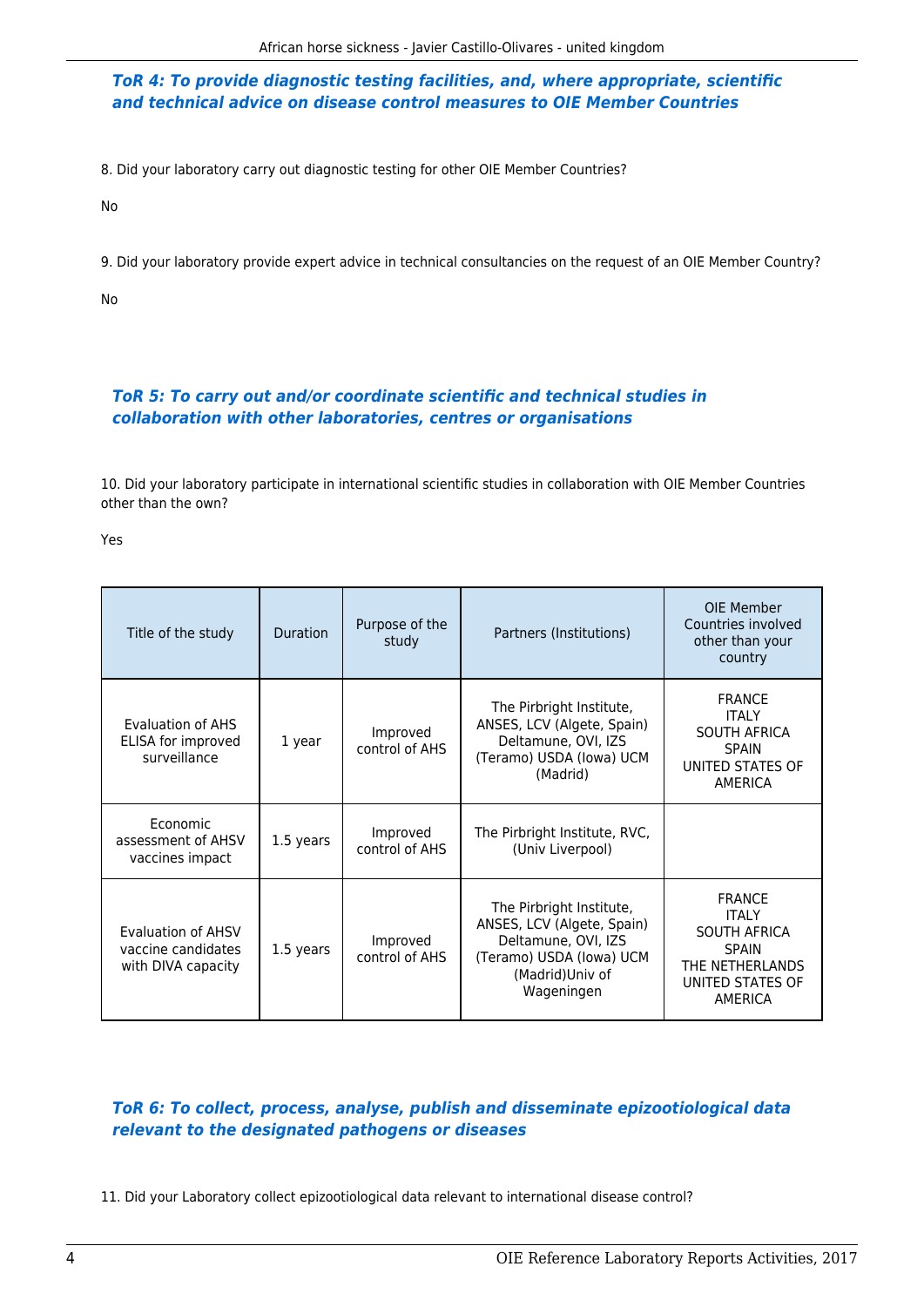### *ToR 4: To provide diagnostic testing facilities, and, where appropriate, scientific and technical advice on disease control measures to OIE Member Countries*

8. Did your laboratory carry out diagnostic testing for other OIE Member Countries?

No

9. Did your laboratory provide expert advice in technical consultancies on the request of an OIE Member Country?

No

### *ToR 5: To carry out and/or coordinate scientific and technical studies in collaboration with other laboratories, centres or organisations*

10. Did your laboratory participate in international scientific studies in collaboration with OIE Member Countries other than the own?

Yes

| Title of the study | Duration | Purpose of the study | Partners (Institutions) | OIE Member Countries involved other than your country |
|---|---|---|---|---|
| Evaluation of AHS ELISA for improved surveillance | 1 year | Improved control of AHS | The Pirbright Institute, ANSES, LCV (Algete, Spain) Deltamune, OVI, IZS (Teramo) USDA (Iowa) UCM (Madrid) | FRANCE<br>ITALY<br>SOUTH AFRICA<br>SPAIN<br>UNITED STATES OF AMERICA |
| Economic assessment of AHSV vaccines impact | 1.5 years | Improved control of AHS | The Pirbright Institute, RVC, (Univ Liverpool) | |
| Evaluation of AHSV vaccine candidates with DIVA capacity | 1.5 years | Improved control of AHS | The Pirbright Institute, ANSES, LCV (Algete, Spain) Deltamune, OVI, IZS (Teramo) USDA (Iowa) UCM (Madrid)Univ of Wageningen | FRANCE<br>ITALY<br>SOUTH AFRICA<br>SPAIN<br>THE NETHERLANDS<br>UNITED STATES OF AMERICA |

### *ToR 6: To collect, process, analyse, publish and disseminate epizootiological data relevant to the designated pathogens or diseases*

11. Did your Laboratory collect epizootiological data relevant to international disease control?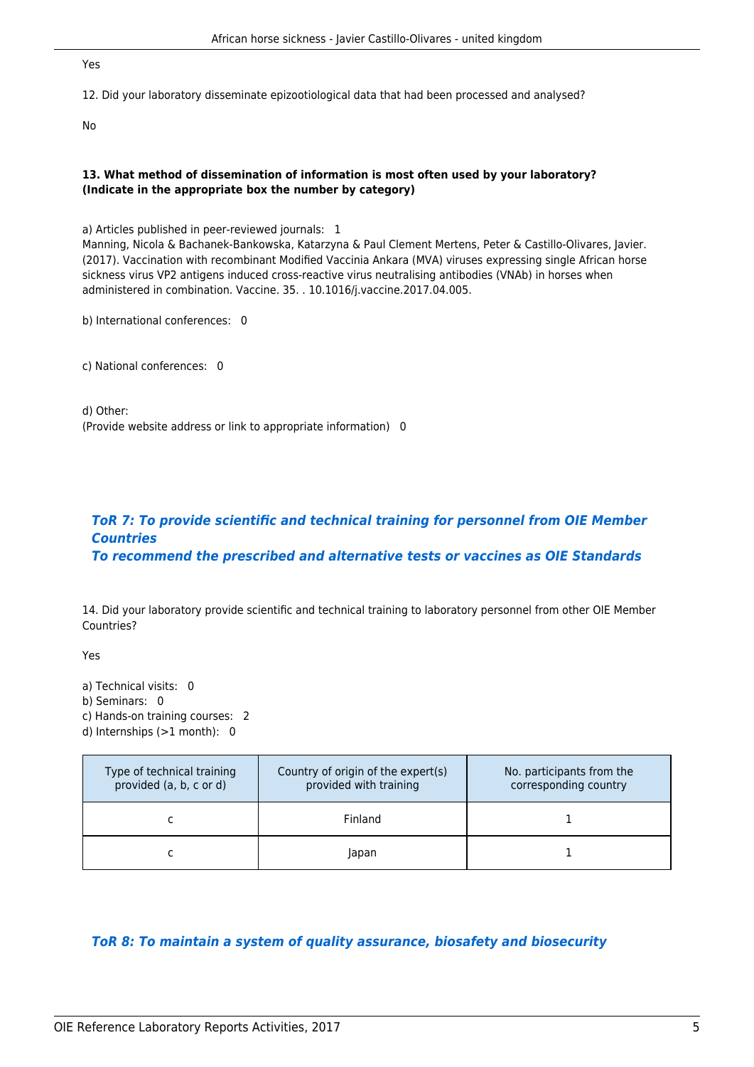Yes

12. Did your laboratory disseminate epizootiological data that had been processed and analysed?

No

**13. What method of dissemination of information is most often used by your laboratory? (Indicate in the appropriate box the number by category)**

a) Articles published in peer-reviewed journals: 1
Manning, Nicola & Bachanek-Bankowska, Katarzyna & Paul Clement Mertens, Peter & Castillo-Olivares, Javier. (2017). Vaccination with recombinant Modified Vaccinia Ankara (MVA) viruses expressing single African horse sickness virus VP2 antigens induced cross-reactive virus neutralising antibodies (VNAb) in horses when administered in combination. Vaccine. 35. . 10.1016/j.vaccine.2017.04.005.

b) International conferences: 0

c) National conferences: 0

d) Other:
(Provide website address or link to appropriate information) 0

## *ToR 7: To provide scientific and technical training for personnel from OIE Member Countries To recommend the prescribed and alternative tests or vaccines as OIE Standards*

14. Did your laboratory provide scientific and technical training to laboratory personnel from other OIE Member Countries?

Yes

a) Technical visits: 0
b) Seminars: 0
c) Hands-on training courses: 2
d) Internships (>1 month): 0

| Type of technical training provided (a, b, c or d) | Country of origin of the expert(s) provided with training | No. participants from the corresponding country |
|---|---|---|
| c | Finland | 1 |
| c | Japan | 1 |

## *ToR 8: To maintain a system of quality assurance, biosafety and biosecurity*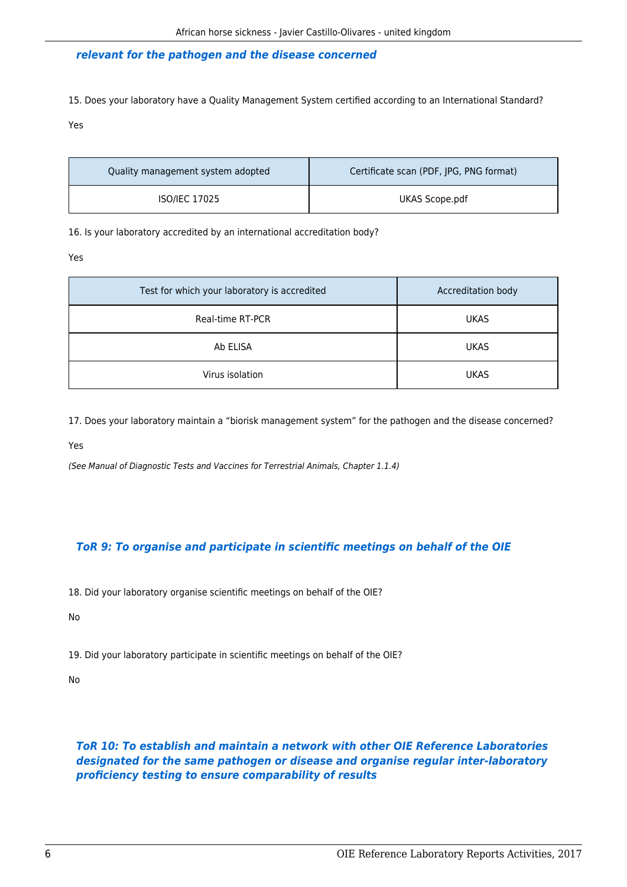***relevant for the pathogen and the disease concerned***

15. Does your laboratory have a Quality Management System certified according to an International Standard?

Yes

| Quality management system adopted | Certificate scan (PDF, JPG, PNG format) |
|---|---|
| ISO/IEC 17025 | UKAS Scope.pdf |

16. Is your laboratory accredited by an international accreditation body?

Yes

| Test for which your laboratory is accredited | Accreditation body |
|---|---|
| Real-time RT-PCR | UKAS |
| Ab ELISA | UKAS |
| Virus isolation | UKAS |

17. Does your laboratory maintain a "biorisk management system" for the pathogen and the disease concerned?

Yes

*(See Manual of Diagnostic Tests and Vaccines for Terrestrial Animals, Chapter 1.1.4)*

## ***ToR 9: To organise and participate in scientific meetings on behalf of the OIE***

18. Did your laboratory organise scientific meetings on behalf of the OIE?

No

19. Did your laboratory participate in scientific meetings on behalf of the OIE?

No

## ***ToR 10: To establish and maintain a network with other OIE Reference Laboratories designated for the same pathogen or disease and organise regular inter-laboratory proficiency testing to ensure comparability of results***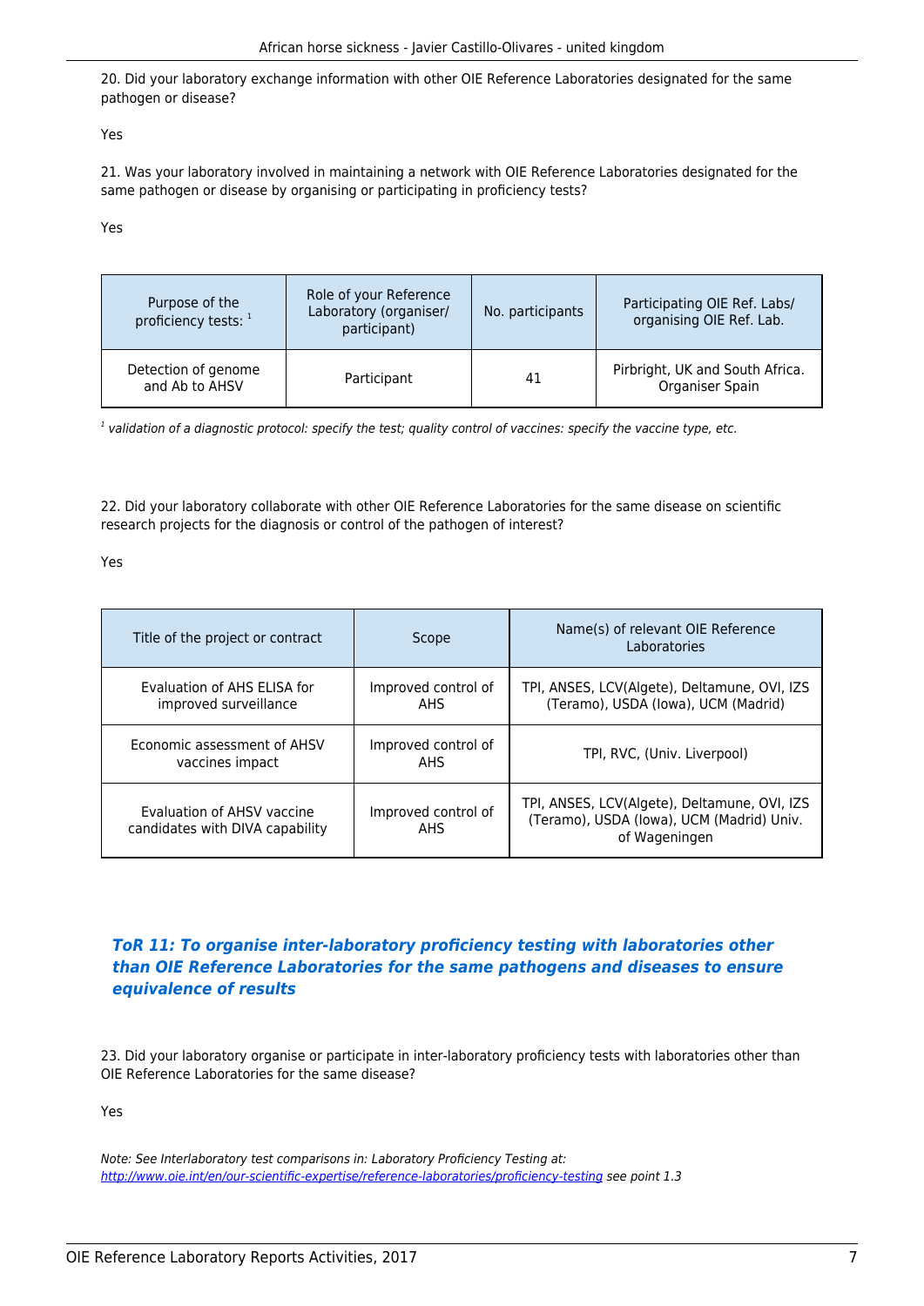20. Did your laboratory exchange information with other OIE Reference Laboratories designated for the same pathogen or disease?

Yes

21. Was your laboratory involved in maintaining a network with OIE Reference Laboratories designated for the same pathogen or disease by organising or participating in proficiency tests?

Yes

| Purpose of the proficiency tests: [1] | Role of your Reference Laboratory (organiser/ participant) | No. participants | Participating OIE Ref. Labs/ organising OIE Ref. Lab. |
|---|---|---|---|
| Detection of genome and Ab to AHSV | Participant | 41 | Pirbright, UK and South Africa. Organiser Spain |

*[1] validation of a diagnostic protocol: specify the test; quality control of vaccines: specify the vaccine type, etc.*

22. Did your laboratory collaborate with other OIE Reference Laboratories for the same disease on scientific research projects for the diagnosis or control of the pathogen of interest?

Yes

| Title of the project or contract | Scope | Name(s) of relevant OIE Reference Laboratories |
|---|---|---|
| Evaluation of AHS ELISA for improved surveillance | Improved control of AHS | TPI, ANSES, LCV(Algete), Deltamune, OVI, IZS (Teramo), USDA (Iowa), UCM (Madrid) |
| Economic assessment of AHSV vaccines impact | Improved control of AHS | TPI, RVC, (Univ. Liverpool) |
| Evaluation of AHSV vaccine candidates with DIVA capability | Improved control of AHS | TPI, ANSES, LCV(Algete), Deltamune, OVI, IZS (Teramo), USDA (Iowa), UCM (Madrid) Univ. of Wageningen |

### ***ToR 11: To organise inter-laboratory proficiency testing with laboratories other than OIE Reference Laboratories for the same pathogens and diseases to ensure equivalence of results***

23. Did your laboratory organise or participate in inter-laboratory proficiency tests with laboratories other than OIE Reference Laboratories for the same disease?

Yes

*Note: See Interlaboratory test comparisons in: Laboratory Proficiency Testing at: http://www.oie.int/en/our-scientific-expertise/reference-laboratories/proficiency-testing see point 1.3*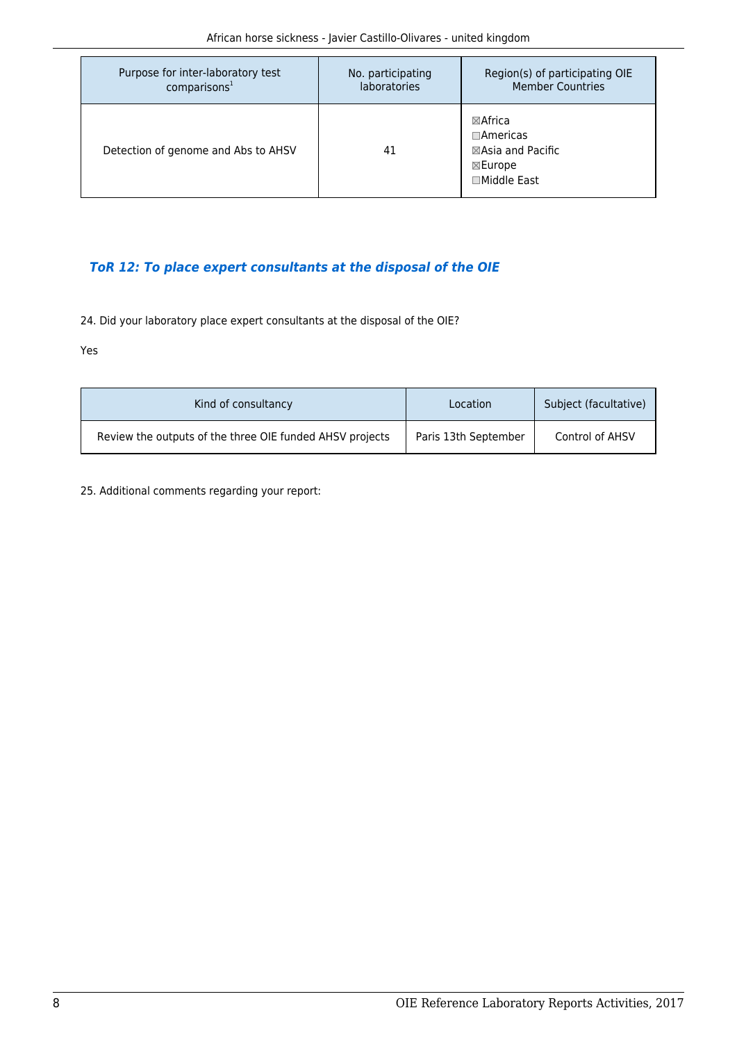| Purpose for inter-laboratory test comparisons[1] | No. participating laboratories | Region(s) of participating OIE Member Countries |
|---|---|---|
| Detection of genome and Abs to AHSV | 41 | ☒Africa ☐Americas ☒Asia and Pacific ☒Europe ☐Middle East |

## *ToR 12: To place expert consultants at the disposal of the OIE*

24. Did your laboratory place expert consultants at the disposal of the OIE?

Yes

| Kind of consultancy | Location | Subject (facultative) |
|---|---|---|
| Review the outputs of the three OIE funded AHSV projects | Paris 13th September | Control of AHSV |

25. Additional comments regarding your report: